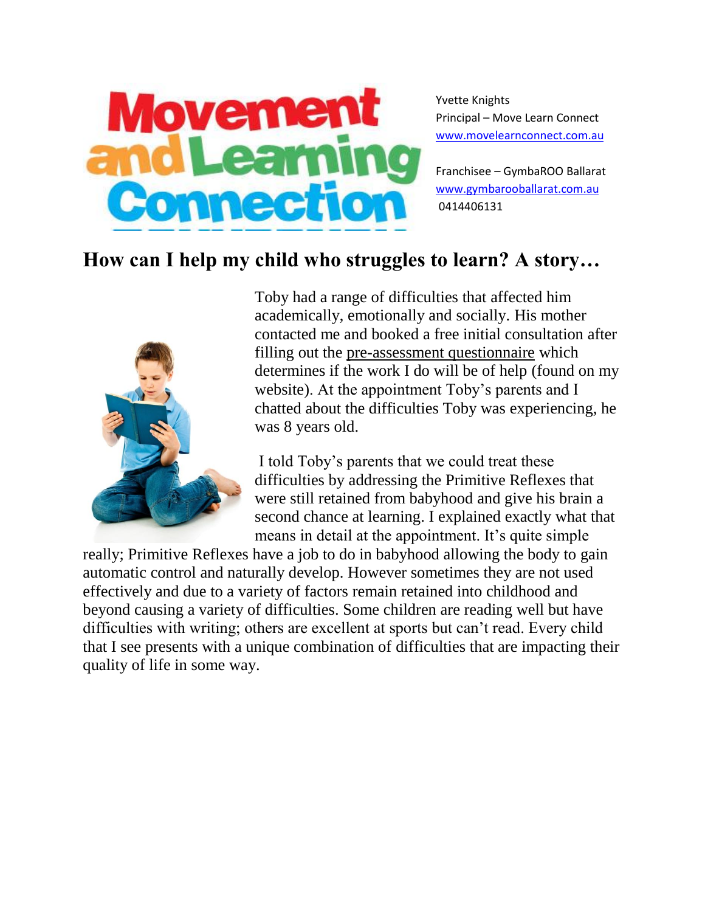Yvette Knights
Principal – Move Learn Connect
www.movelearnconnect.com.au

Franchisee – GymbaROO Ballarat
www.gymbarooballarat.com.au
0414406131

## How can I help my child who struggles to learn? A story…

Toby had a range of difficulties that affected him academically, emotionally and socially. His mother contacted me and booked a free initial consultation after filling out the pre-assessment questionnaire which determines if the work I do will be of help (found on my website). At the appointment Toby's parents and I chatted about the difficulties Toby was experiencing, he was 8 years old.

I told Toby's parents that we could treat these difficulties by addressing the Primitive Reflexes that were still retained from babyhood and give his brain a second chance at learning. I explained exactly what that means in detail at the appointment. It's quite simple really; Primitive Reflexes have a job to do in babyhood allowing the body to gain automatic control and naturally develop. However sometimes they are not used effectively and due to a variety of factors remain retained into childhood and beyond causing a variety of difficulties. Some children are reading well but have difficulties with writing; others are excellent at sports but can't read. Every child that I see presents with a unique combination of difficulties that are impacting their quality of life in some way.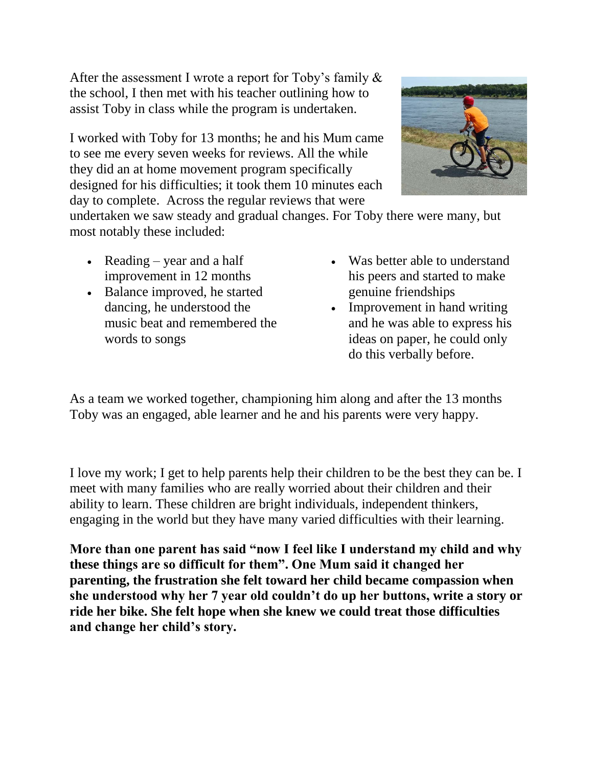After the assessment I wrote a report for Toby's family & the school, I then met with his teacher outlining how to assist Toby in class while the program is undertaken.

I worked with Toby for 13 months; he and his Mum came to see me every seven weeks for reviews. All the while they did an at home movement program specifically designed for his difficulties; it took them 10 minutes each day to complete. Across the regular reviews that were undertaken we saw steady and gradual changes. For Toby there were many, but most notably these included:

- Reading – year and a half improvement in 12 months
- Balance improved, he started dancing, he understood the music beat and remembered the words to songs
- Was better able to understand his peers and started to make genuine friendships
- Improvement in hand writing and he was able to express his ideas on paper, he could only do this verbally before.

As a team we worked together, championing him along and after the 13 months Toby was an engaged, able learner and he and his parents were very happy.

I love my work; I get to help parents help their children to be the best they can be. I meet with many families who are really worried about their children and their ability to learn. These children are bright individuals, independent thinkers, engaging in the world but they have many varied difficulties with their learning.

**More than one parent has said "now I feel like I understand my child and why these things are so difficult for them". One Mum said it changed her parenting, the frustration she felt toward her child became compassion when she understood why her 7 year old couldn't do up her buttons, write a story or ride her bike. She felt hope when she knew we could treat those difficulties and change her child's story.**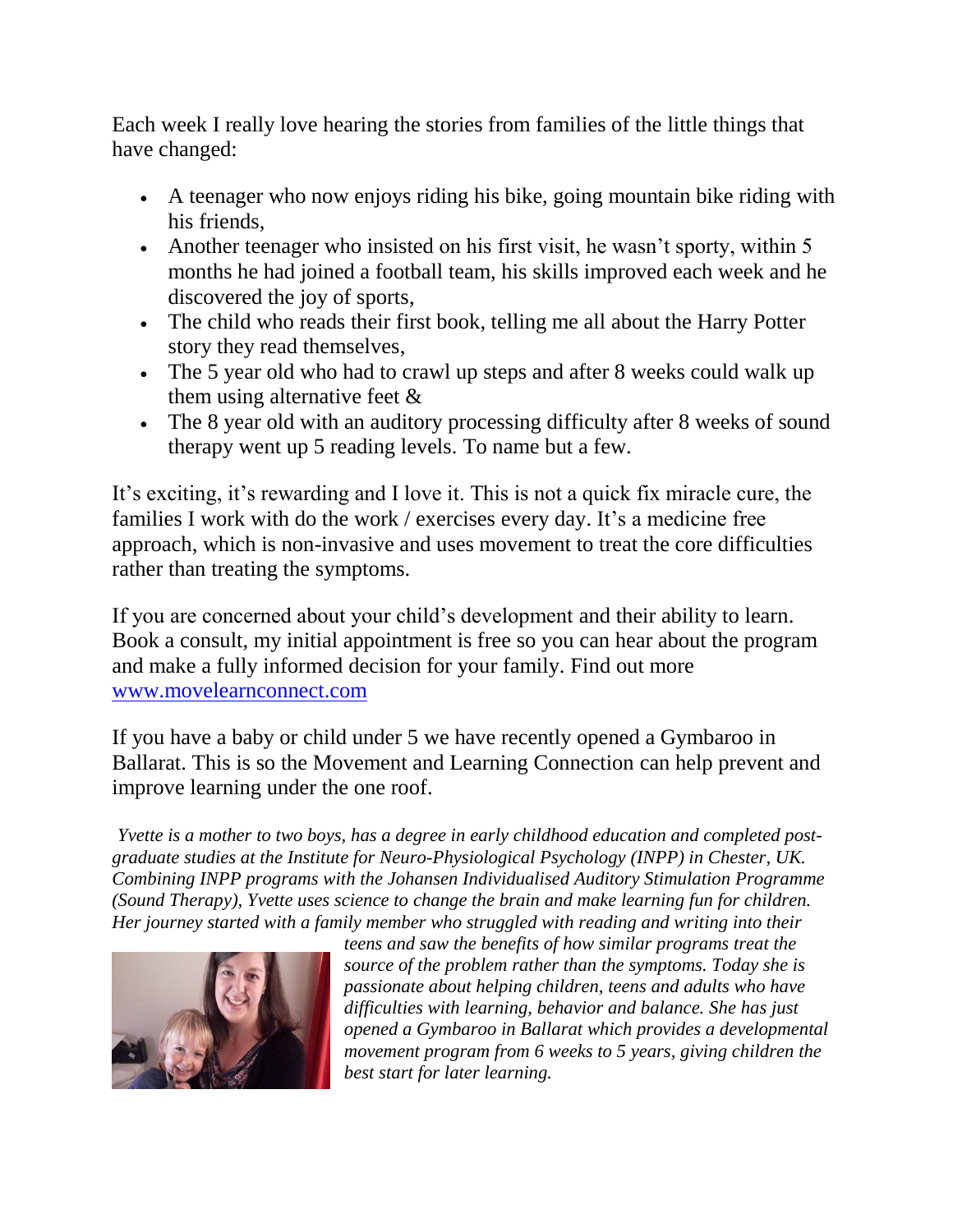Each week I really love hearing the stories from families of the little things that have changed:

- A teenager who now enjoys riding his bike, going mountain bike riding with his friends,
- Another teenager who insisted on his first visit, he wasn't sporty, within 5 months he had joined a football team, his skills improved each week and he discovered the joy of sports,
- The child who reads their first book, telling me all about the Harry Potter story they read themselves,
- The 5 year old who had to crawl up steps and after 8 weeks could walk up them using alternative feet &
- The 8 year old with an auditory processing difficulty after 8 weeks of sound therapy went up 5 reading levels. To name but a few.

It's exciting, it's rewarding and I love it. This is not a quick fix miracle cure, the families I work with do the work / exercises every day. It's a medicine free approach, which is non-invasive and uses movement to treat the core difficulties rather than treating the symptoms.

If you are concerned about your child's development and their ability to learn. Book a consult, my initial appointment is free so you can hear about the program and make a fully informed decision for your family. Find out more [www.movelearnconnect.com](http://www.movelearnconnect.com)

If you have a baby or child under 5 we have recently opened a Gymbaroo in Ballarat. This is so the Movement and Learning Connection can help prevent and improve learning under the one roof.

*Yvette is a mother to two boys, has a degree in early childhood education and completed post-graduate studies at the Institute for Neuro-Physiological Psychology (INPP) in Chester, UK. Combining INPP programs with the Johansen Individualised Auditory Stimulation Programme (Sound Therapy), Yvette uses science to change the brain and make learning fun for children. Her journey started with a family member who struggled with reading and writing into their teens and saw the benefits of how similar programs treat the source of the problem rather than the symptoms. Today she is passionate about helping children, teens and adults who have difficulties with learning, behavior and balance. She has just opened a Gymbaroo in Ballarat which provides a developmental movement program from 6 weeks to 5 years, giving children the best start for later learning.*